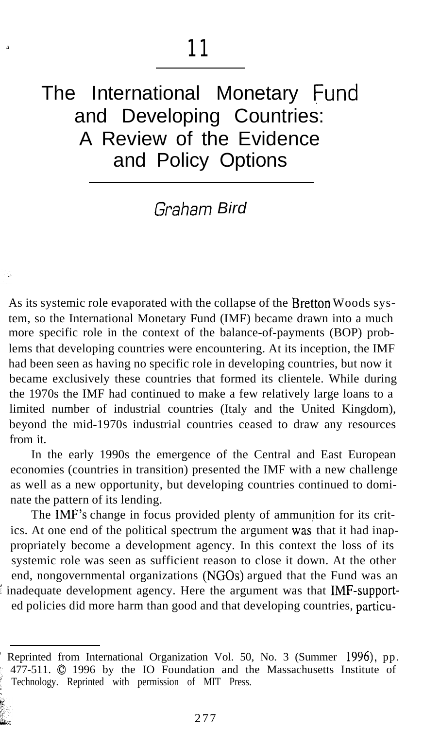# 11

# The International Monetary Fund and Developing Countries: A Review of the Evidence and Policy Options

*Graham Bird*

As its systemic role evaporated with the collapse of the Bretton Woods system, so the International Monetary Fund (IMF) became drawn into a much more specific role in the context of the balance-of-payments (BOP) problems that developing countries were encountering. At its inception, the IMF had been seen as having no specific role in developing countries, but now it became exclusively these countries that formed its clientele. While during the 1970s the IMF had continued to make a few relatively large loans to a limited number of industrial countries (Italy and the United Kingdom), beyond the mid-1970s industrial countries ceased to draw any resources from it.

In the early 1990s the emergence of the Central and East European economies (countries in transition) presented the IMF with a new challenge as well as a new opportunity, but developing countries continued to dominate the pattern of its lending.

The IMF's change in focus provided plenty of ammunition for its critics. At one end of the political spectrum the argument was that it had inappropriately become a development agency. In this context the loss of its systemic role was seen as sufficient reason to close it down. At the other end, nongovernmental organizations (NGOs) argued that the Fund was an inadequate development agency. Here the argument was that IMF-supported policies did more harm than good and that developing countries, particu-

Reprinted from International Organization Vol. 50, No. 3 (Summer 1996), pp. 477-511. © 1996 by the IO Foundation and the Massachusetts Institute of Technology. Reprinted with permission of MIT Press.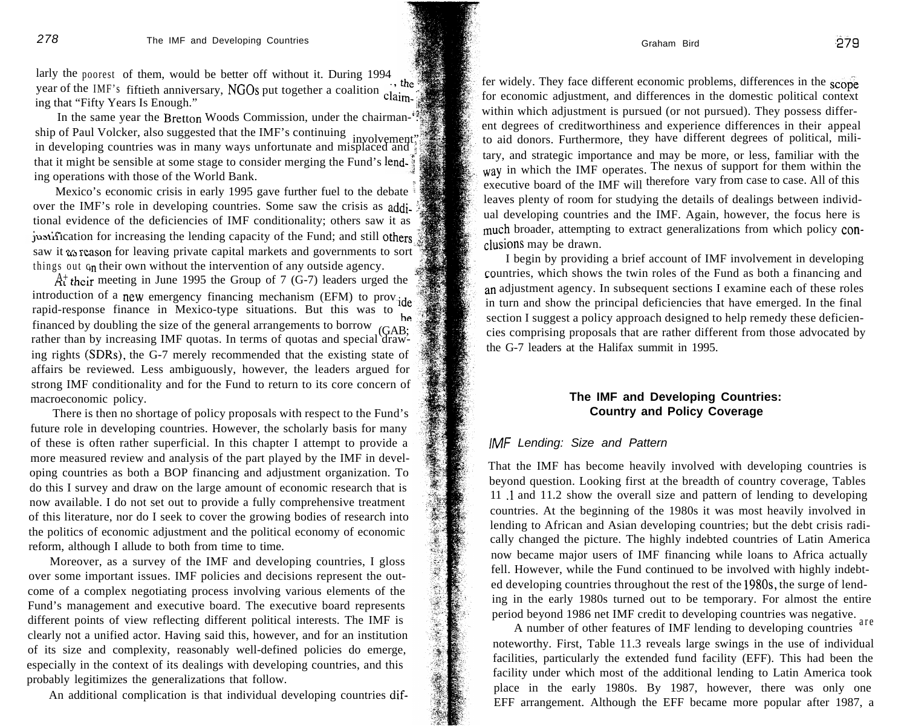larly the poorest of them, would be better off without it. During 1994, the year of the IMF's fiftieth anniversary, NGOs put together a coalition claiming that "Fifty Years Is Enough."

In the same year the Bretton Woods Commission, under the chairmanship of Paul Volcker, also suggested that the IMF's continuing "involvement" in developing countries was in many ways unfortunate and misplaced and that it might be sensible at some stage to consider merging the Fund's lending operations with those of the World Bank.

Mexico's economic crisis in early 1995 gave further fuel to the debate over the IMF's role in developing countries. Some saw the crisis as additional evidence of the deficiencies of IMF conditionality; others saw it as justification for increasing the lending capacity of the Fund; and still others saw it as reason for leaving private capital markets and governments to sort things out on their own without the intervention of any outside agency.

At their meeting in June 1995 the Group of 7 (G-7) leaders urged the introduction of a new emergency financing mechanism (EFM) to provide rapid-response finance in Mexico-type situations. But this was to be financed by doubling the size of the general arrangements to borrow (GAB; rather than by increasing IMF quotas. In terms of quotas and special drawing rights (SDRs), the G-7 merely recommended that the existing state of affairs be reviewed. Less ambiguously, however, the leaders argued for strong IMF conditionality and for the Fund to return to its core concern of macroeconomic policy.

There is then no shortage of policy proposals with respect to the Fund's future role in developing countries. However, the scholarly basis for many of these is often rather superficial. In this chapter I attempt to provide a more measured review and analysis of the part played by the IMF in developing countries as both a BOP financing and adjustment organization. To do this I survey and draw on the large amount of economic research that is now available. I do not set out to provide a fully comprehensive treatment of this literature, nor do I seek to cover the growing bodies of research into the politics of economic adjustment and the political economy of economic reform, although I allude to both from time to time.

Moreover, as a survey of the IMF and developing countries, I gloss over some important issues. IMF policies and decisions represent the outcome of a complex negotiating process involving various elements of the Fund's management and executive board. The executive board represents different points of view reflecting different political interests. The IMF is clearly not a unified actor. Having said this, however, and for an institution of its size and complexity, reasonably well-defined policies do emerge, especially in the context of its dealings with developing countries, and this probably legitimizes the generalizations that follow.

An additional complication is that individual developing countries differ widely. They face different economic problems, differences in the scope for economic adjustment, and differences in the domestic political context within which adjustment is pursued (or not pursued). They possess different degrees of creditworthiness and experience differences in their appeal to aid donors. Furthermore, they have different degrees of political, military, and strategic importance and may be more, or less, familiar with the way in which the IMF operates. The nexus of support for them within the executive board of the IMF will therefore vary from case to case. All of this leaves plenty of room for studying the details of dealings between individual developing countries and the IMF. Again, however, the focus here is much broader, attempting to extract generalizations from which policy conclusions may be drawn.

I begin by providing a brief account of IMF involvement in developing countries, which shows the twin roles of the Fund as both a financing and an adjustment agency. In subsequent sections I examine each of these roles in turn and show the principal deficiencies that have emerged. In the final section I suggest a policy approach designed to help remedy these deficiencies comprising proposals that are rather different from those advocated by the G-7 leaders at the Halifax summit in 1995.

## The IMF and Developing Countries: Country and Policy Coverage

### *IMF Lending: Size and Pattern*

That the IMF has become heavily involved with developing countries is beyond question. Looking first at the breadth of country coverage, Tables 11.1 and 11.2 show the overall size and pattern of lending to developing countries. At the beginning of the 1980s it was most heavily involved in lending to African and Asian developing countries; but the debt crisis radically changed the picture. The highly indebted countries of Latin America now became major users of IMF financing while loans to Africa actually fell. However, while the Fund continued to be involved with highly indebted developing countries throughout the rest of the 1980s, the surge of lending in the early 1980s turned out to be temporary. For almost the entire period beyond 1986 net IMF credit to developing countries was negative.

A number of other features of IMF lending to developing countries are noteworthy. First, Table 11.3 reveals large swings in the use of individual facilities, particularly the extended fund facility (EFF). This had been the facility under which most of the additional lending to Latin America took place in the early 1980s. By 1987, however, there was only one EFF arrangement. Although the EFF became more popular after 1987, a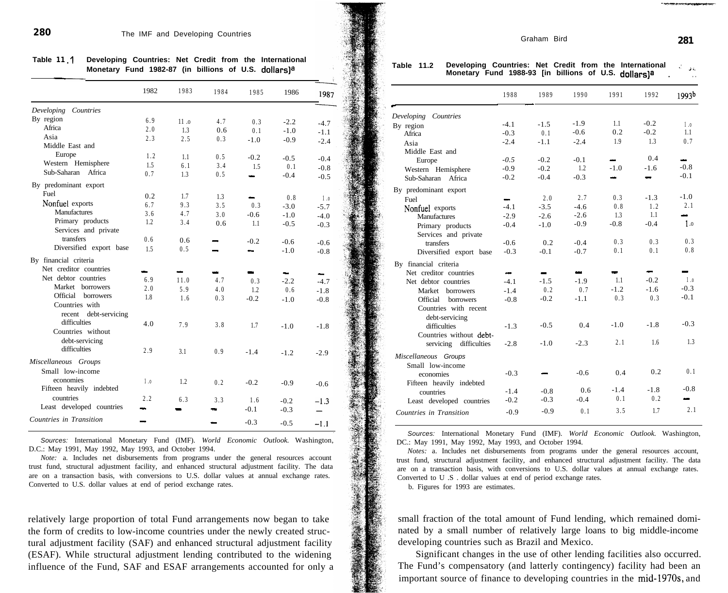**Table 11.1 Developing Countries: Net Credit from the International Monetary Fund 1982-87 (in billions of U.S. dollars)[a]**

| | 1982 | 1983 | 1984 | 1985 | 1986 | 1987 |
|---|---|---|---|---|---|---|
| *Developing Countries* | | | | | | |
| By region | 6.9 | 11.0 | 4.7 | 0.3 | -2.2 | -4.7 |
| Africa | 2.0 | 1.3 | 0.6 | 0.1 | -1.0 | -1.1 |
| Asia | 2.3 | 2.5 | 0.3 | -1.0 | -0.9 | -2.4 |
| Middle East and Europe | 1.2 | 1.1 | 0.5 | -0.2 | -0.5 | -0.4 |
| Western Hemisphere | 1.5 | 6.1 | 3.4 | 1.5 | 0.1 | -0.8 |
| Sub-Saharan Africa | 0.7 | 1.3 | 0.5 | — | -0.4 | -0.5 |
| By predominant export | | | | | | |
| Fuel | 0.2 | 1.7 | 1.3 | — | 0.8 | 1.0 |
| Nonfuel exports | 6.7 | 9.3 | 3.5 | 0.3 | -3.0 | -5.7 |
| Manufactures | 3.6 | 4.7 | 3.0 | -0.6 | -1.0 | -4.0 |
| Primary products | 1.2 | 3.4 | 0.6 | 1.1 | -0.5 | -0.3 |
| Services and private transfers | 0.6 | 0.6 | — | -0.2 | -0.6 | -0.6 |
| Diversified export base | 1.5 | 0.5 | — | — | -1.0 | -0.8 |
| By financial criteria | | | | | | |
| Net creditor countries | — | — | — | — | — | — |
| Net debtor countries | 6.9 | 11.0 | 4.7 | 0.3 | -2.2 | -4.7 |
| Market borrowers | 2.0 | 5.9 | 4.0 | 1.2 | 0.6 | -1.8 |
| Official borrowers | 1.8 | 1.6 | 0.3 | -0.2 | -1.0 | -0.8 |
| Countries with recent debt-servicing difficulties | 4.0 | 7.9 | 3.8 | 1.7 | -1.0 | -1.8 |
| Countries without debt-servicing difficulties | 2.9 | 3.1 | 0.9 | -1.4 | -1.2 | -2.9 |
| *Miscellaneous Groups* | | | | | | |
| Small low-income economies | 1.0 | 1.2 | 0.2 | -0.2 | -0.9 | -0.6 |
| Fifteen heavily indebted countries | 2.2 | 6.3 | 3.3 | 1.6 | -0.2 | -1.3 |
| Least developed countries | — | — | — | -0.1 | -0.3 | — |
| *Countries in Transition* | — | | — | -0.3 | -0.5 | -1.1 |

*Sources:* International Monetary Fund (IMF). *World Economic Outlook.* Washington, D.C.: May 1991, May 1992, May 1993, and October 1994.

*Note:* a. Includes net disbursements from programs under the general resources account trust fund, structural adjustment facility, and enhanced structural adjustment facility. The data are on a transaction basis, with conversions to U.S. dollar values at annual exchange rates. Converted to U.S. dollar values at end of period exchange rates.

**Table 11.2 Developing Countries: Net Credit from the International Monetary Fund 1988-93 [in billions of U.S. dollars)[a]**

| | 1988 | 1989 | 1990 | 1991 | 1992 | 1993[b] |
|---|---|---|---|---|---|---|
| *Developing Countries* | | | | | | |
| By region | -4.1 | -1.5 | -1.9 | 1.1 | -0.2 | 1.0 |
| Africa | -0.3 | 0.1 | -0.6 | 0.2 | -0.2 | 1.1 |
| Asia | -2.4 | -1.1 | -2.4 | 1.9 | 1.3 | 0.7 |
| Middle East and Europe | -0.5 | -0.2 | -0.1 | — | 0.4 | — |
| Western Hemisphere | -0.9 | -0.2 | 1.2 | -1.0 | -1.6 | -0.8 |
| Sub-Saharan Africa | -0.2 | -0.4 | -0.3 | — | — | -0.1 |
| By predominant export | | | | | | |
| Fuel | — | 2.0 | 2.7 | 0.3 | -1.3 | -1.0 |
| Nonfuel exports | -4.1 | -3.5 | -4.6 | 0.8 | 1.2 | 2.1 |
| Manufactures | -2.9 | -2.6 | -2.6 | 1.3 | 1.1 | — |
| Primary products | -0.4 | -1.0 | -0.9 | -0.8 | -0.4 | 1.0 |
| Services and private transfers | -0.6 | 0.2 | -0.4 | 0.3 | 0.3 | 0.3 |
| Diversified export base | -0.3 | -0.1 | -0.7 | 0.1 | 0.1 | 0.8 |
| By financial criteria | | | | | | |
| Net creditor countries | — | — | — | — | — | — |
| Net debtor countries | -4.1 | -1.5 | -1.9 | 1.1 | -0.2 | 1.0 |
| Market borrowers | -1.4 | 0.2 | 0.7 | -1.2 | -1.6 | -0.3 |
| Official borrowers | -0.8 | -0.2 | -1.1 | 0.3 | 0.3 | -0.1 |
| Countries with recent debt-servicing difficulties | -1.3 | -0.5 | 0.4 | -1.0 | -1.8 | -0.3 |
| Countries without debt-servicing difficulties | -2.8 | -1.0 | -2.3 | 2.1 | 1.6 | 1.3 |
| *Miscellaneous Groups* | | | | | | |
| Small low-income economies | -0.3 | — | -0.6 | 0.4 | 0.2 | 0.1 |
| Fifteen heavily indebted countries | -1.4 | -0.8 | 0.6 | -1.4 | -1.8 | -0.8 |
| Least developed countries | -0.2 | -0.3 | -0.4 | 0.1 | 0.2 | — |
| *Countries in Transition* | -0.9 | -0.9 | 0.1 | 3.5 | 1.7 | 2.1 |

*Sources:* International Monetary Fund (IMF). *World Economic Outlook.* Washington, DC.: May 1991, May 1992, May 1993, and October 1994.

*Notes:* a. Includes net disbursements from programs under the general resources account, trust fund, structural adjustment facility, and enhanced structural adjustment facility. The data are on a transaction basis, with conversions to U.S. dollar values at annual exchange rates. Converted to U.S. dollar values at end of period exchange rates.

b. Figures for 1993 are estimates.

relatively large proportion of total Fund arrangements now began to take the form of credits to low-income countries under the newly created structural adjustment facility (SAF) and enhanced structural adjustment facility (ESAF). While structural adjustment lending contributed to the widening influence of the Fund, SAF and ESAF arrangements accounted for only a small fraction of the total amount of Fund lending, which remained dominated by a small number of relatively large loans to big middle-income developing countries such as Brazil and Mexico.

Significant changes in the use of other lending facilities also occurred. The Fund's compensatory (and latterly contingency) facility had been an important source of finance to developing countries in the mid-1970s, and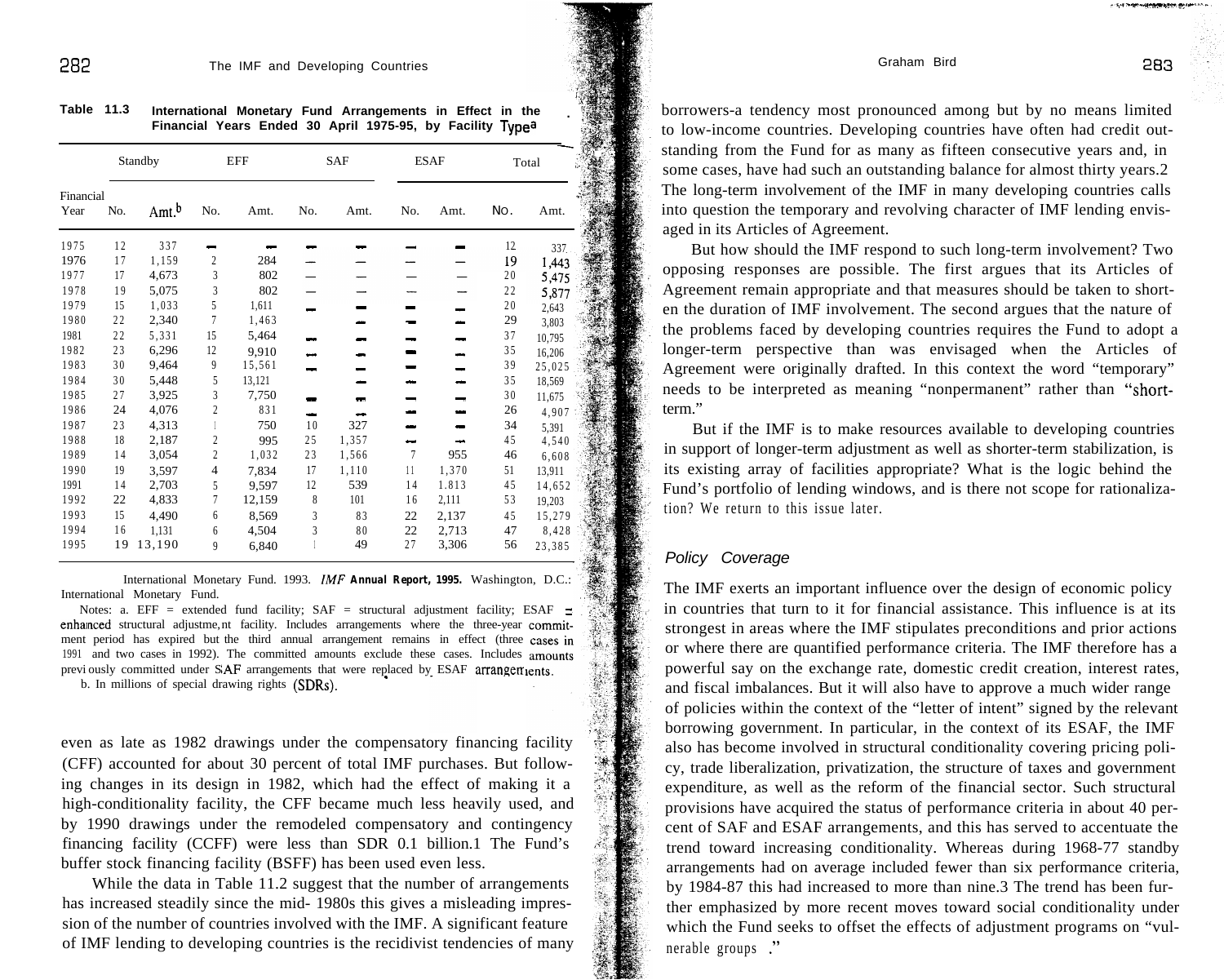**Table 11.3 International Monetary Fund Arrangements in Effect in the Financial Years Ended 30 April 1975-95, by Facility Type[a]**

| | Standby | | EFF | | SAF | | ESAF | | Total | |
|---|---|---|---|---|---|---|---|---|---|---|
| Financial Year | No. | Amt.[b] | No. | Amt. | No. | Amt. | No. | Amt. | No. | Amt. |
| 1975 | 12 | 337 | — | — | — | — | — | — | 12 | 337 |
| 1976 | 17 | 1,159 | 2 | 284 | — | — | — | — | 19 | 1,443 |
| 1977 | 17 | 4,673 | 3 | 802 | — | — | — | — | 20 | 5,475 |
| 1978 | 19 | 5,075 | 3 | 802 | — | — | — | — | 22 | 5,877 |
| 1979 | 15 | 1,033 | 5 | 1,611 | — | — | — | — | 20 | 2,643 |
| 1980 | 22 | 2,340 | 7 | 1,463 | — | — | — | — | 29 | 3,803 |
| 1981 | 22 | 5,331 | 15 | 5,464 | — | — | — | — | 37 | 10,795 |
| 1982 | 23 | 6,296 | 12 | 9,910 | — | — | — | — | 35 | 16,206 |
| 1983 | 30 | 9,464 | 9 | 15,561 | — | — | — | — | 39 | 25,025 |
| 1984 | 30 | 5,448 | 5 | 13,121 | — | — | — | — | 35 | 18,569 |
| 1985 | 27 | 3,925 | 3 | 7,750 | — | — | — | — | 30 | 11,675 |
| 1986 | 24 | 4,076 | 2 | 831 | — | — | — | — | 26 | 4,907 |
| 1987 | 23 | 4,313 | 1 | 750 | 10 | 327 | — | — | 34 | 5,391 |
| 1988 | 18 | 2,187 | 2 | 995 | 25 | 1,357 | — | — | 45 | 4,540 |
| 1989 | 14 | 3,054 | 2 | 1,032 | 23 | 1,566 | 7 | 955 | 46 | 6,608 |
| 1990 | 19 | 3,597 | 4 | 7,834 | 17 | 1,110 | 11 | 1,370 | 51 | 13,911 |
| 1991 | 14 | 2,703 | 5 | 9,597 | 12 | 539 | 14 | 1.813 | 45 | 14,652 |
| 1992 | 22 | 4,833 | 7 | 12,159 | 8 | 101 | 16 | 2,111 | 53 | 19,203 |
| 1993 | 15 | 4,490 | 6 | 8,569 | 3 | 83 | 22 | 2,137 | 45 | 15,279 |
| 1994 | 16 | 1,131 | 6 | 4,504 | 3 | 80 | 22 | 2,713 | 47 | 8,428 |
| 1995 | 19 | 13,190 | 9 | 6,840 | 1 | 49 | 27 | 3,306 | 56 | 23,385 |

International Monetary Fund. 1993. *IMF* **Annual Report, 1995.** Washington, D.C.: International Monetary Fund.

Notes: a. EFF = extended fund facility; SAF = structural adjustment facility; ESAF = enhanced structural adjustment facility. Includes arrangements where the three-year commitment period has expired but the third annual arrangement remains in effect (three cases in 1991 and two cases in 1992). The committed amounts exclude these cases. Includes amounts previously committed under SAF arrangements that were replaced by ESAF arrangements.

b. In millions of special drawing rights (SDRs).

even as late as 1982 drawings under the compensatory financing facility (CFF) accounted for about 30 percent of total IMF purchases. But following changes in its design in 1982, which had the effect of making it a high-conditionality facility, the CFF became much less heavily used, and by 1990 drawings under the remodeled compensatory and contingency financing facility (CCFF) were less than SDR 0.1 billion.1 The Fund's buffer stock financing facility (BSFF) has been used even less.

While the data in Table 11.2 suggest that the number of arrangements has increased steadily since the mid- 1980s this gives a misleading impression of the number of countries involved with the IMF. A significant feature of IMF lending to developing countries is the recidivist tendencies of many borrowers-a tendency most pronounced among but by no means limited to low-income countries. Developing countries have often had credit outstanding from the Fund for as many as fifteen consecutive years and, in some cases, have had such an outstanding balance for almost thirty years.2 The long-term involvement of the IMF in many developing countries calls into question the temporary and revolving character of IMF lending envisaged in its Articles of Agreement.

But how should the IMF respond to such long-term involvement? Two opposing responses are possible. The first argues that its Articles of Agreement remain appropriate and that measures should be taken to shorten the duration of IMF involvement. The second argues that the nature of the problems faced by developing countries requires the Fund to adopt a longer-term perspective than was envisaged when the Articles of Agreement were originally drafted. In this context the word "temporary" needs to be interpreted as meaning "nonpermanent" rather than "short-term."

But if the IMF is to make resources available to developing countries in support of longer-term adjustment as well as shorter-term stabilization, is its existing array of facilities appropriate? What is the logic behind the Fund's portfolio of lending windows, and is there not scope for rationalization? We return to this issue later.

### *Policy Coverage*

The IMF exerts an important influence over the design of economic policy in countries that turn to it for financial assistance. This influence is at its strongest in areas where the IMF stipulates preconditions and prior actions or where there are quantified performance criteria. The IMF therefore has a powerful say on the exchange rate, domestic credit creation, interest rates, and fiscal imbalances. But it will also have to approve a much wider range of policies within the context of the "letter of intent" signed by the relevant borrowing government. In particular, in the context of its ESAF, the IMF also has become involved in structural conditionality covering pricing policy, trade liberalization, privatization, the structure of taxes and government expenditure, as well as the reform of the financial sector. Such structural provisions have acquired the status of performance criteria in about 40 percent of SAF and ESAF arrangements, and this has served to accentuate the trend toward increasing conditionality. Whereas during 1968-77 standby arrangements had on average included fewer than six performance criteria, by 1984-87 this had increased to more than nine.3 The trend has been further emphasized by more recent moves toward social conditionality under which the Fund seeks to offset the effects of adjustment programs on "vulnerable groups."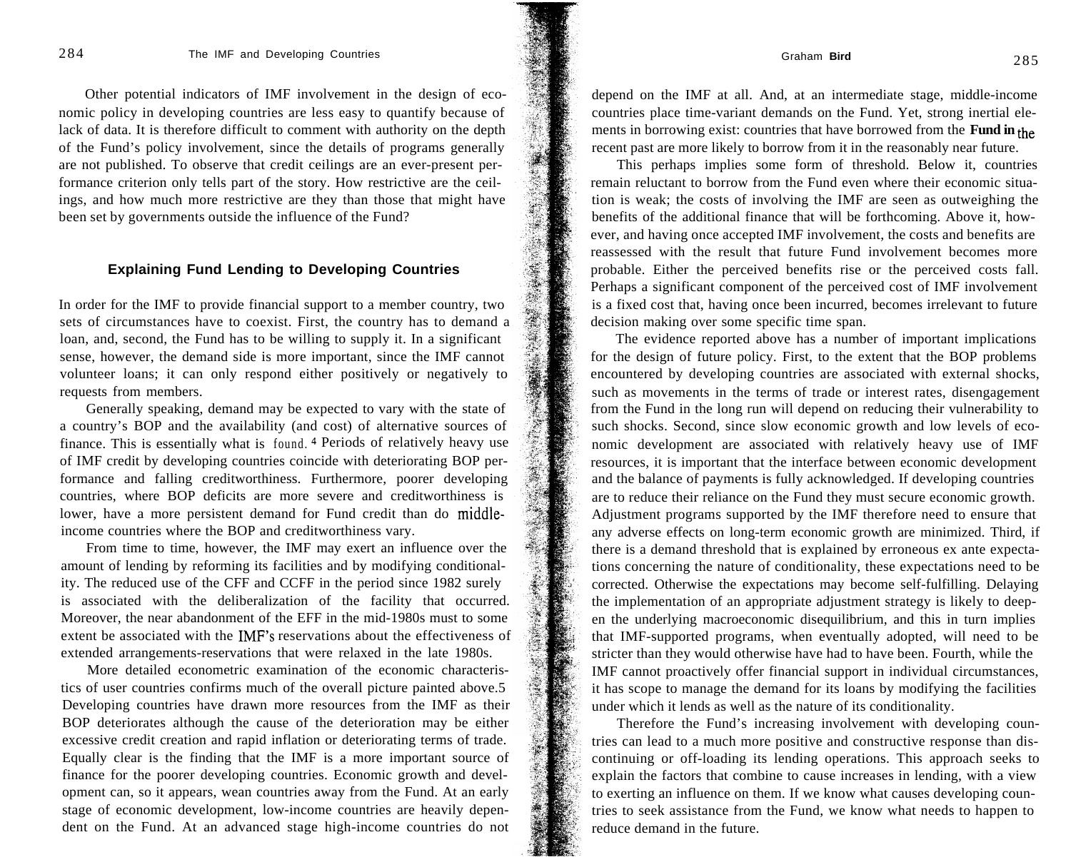Other potential indicators of IMF involvement in the design of economic policy in developing countries are less easy to quantify because of lack of data. It is therefore difficult to comment with authority on the depth of the Fund's policy involvement, since the details of programs generally are not published. To observe that credit ceilings are an ever-present performance criterion only tells part of the story. How restrictive are the ceilings, and how much more restrictive are they than those that might have been set by governments outside the influence of the Fund?

## Explaining Fund Lending to Developing Countries

In order for the IMF to provide financial support to a member country, two sets of circumstances have to coexist. First, the country has to demand a loan, and, second, the Fund has to be willing to supply it. In a significant sense, however, the demand side is more important, since the IMF cannot volunteer loans; it can only respond either positively or negatively to requests from members.

Generally speaking, demand may be expected to vary with the state of a country's BOP and the availability (and cost) of alternative sources of finance. This is essentially what is found.[4] Periods of relatively heavy use of IMF credit by developing countries coincide with deteriorating BOP performance and falling creditworthiness. Furthermore, poorer developing countries, where BOP deficits are more severe and creditworthiness is lower, have a more persistent demand for Fund credit than do middle-income countries where the BOP and creditworthiness vary.

From time to time, however, the IMF may exert an influence over the amount of lending by reforming its facilities and by modifying conditionality. The reduced use of the CFF and CCFF in the period since 1982 surely is associated with the deliberalization of the facility that occurred. Moreover, the near abandonment of the EFF in the mid-1980s must to some extent be associated with the IMF's reservations about the effectiveness of extended arrangements-reservations that were relaxed in the late 1980s.

More detailed econometric examination of the economic characteristics of user countries confirms much of the overall picture painted above.[5] Developing countries have drawn more resources from the IMF as their BOP deteriorates although the cause of the deterioration may be either excessive credit creation and rapid inflation or deteriorating terms of trade. Equally clear is the finding that the IMF is a more important source of finance for the poorer developing countries. Economic growth and development can, so it appears, wean countries away from the Fund. At an early stage of economic development, low-income countries are heavily dependent on the Fund. At an advanced stage high-income countries do not depend on the IMF at all. And, at an intermediate stage, middle-income countries place time-variant demands on the Fund. Yet, strong inertial elements in borrowing exist: countries that have borrowed from the Fund in the recent past are more likely to borrow from it in the reasonably near future.

This perhaps implies some form of threshold. Below it, countries remain reluctant to borrow from the Fund even where their economic situation is weak; the costs of involving the IMF are seen as outweighing the benefits of the additional finance that will be forthcoming. Above it, however, and having once accepted IMF involvement, the costs and benefits are reassessed with the result that future Fund involvement becomes more probable. Either the perceived benefits rise or the perceived costs fall. Perhaps a significant component of the perceived cost of IMF involvement is a fixed cost that, having once been incurred, becomes irrelevant to future decision making over some specific time span.

The evidence reported above has a number of important implications for the design of future policy. First, to the extent that the BOP problems encountered by developing countries are associated with external shocks, such as movements in the terms of trade or interest rates, disengagement from the Fund in the long run will depend on reducing their vulnerability to such shocks. Second, since slow economic growth and low levels of economic development are associated with relatively heavy use of IMF resources, it is important that the interface between economic development and the balance of payments is fully acknowledged. If developing countries are to reduce their reliance on the Fund they must secure economic growth. Adjustment programs supported by the IMF therefore need to ensure that any adverse effects on long-term economic growth are minimized. Third, if there is a demand threshold that is explained by erroneous ex ante expectations concerning the nature of conditionality, these expectations need to be corrected. Otherwise the expectations may become self-fulfilling. Delaying the implementation of an appropriate adjustment strategy is likely to deepen the underlying macroeconomic disequilibrium, and this in turn implies that IMF-supported programs, when eventually adopted, will need to be stricter than they would otherwise have had to have been. Fourth, while the IMF cannot proactively offer financial support in individual circumstances, it has scope to manage the demand for its loans by modifying the facilities under which it lends as well as the nature of its conditionality.

Therefore the Fund's increasing involvement with developing countries can lead to a much more positive and constructive response than discontinuing or off-loading its lending operations. This approach seeks to explain the factors that combine to cause increases in lending, with a view to exerting an influence on them. If we know what causes developing countries to seek assistance from the Fund, we know what needs to happen to reduce demand in the future.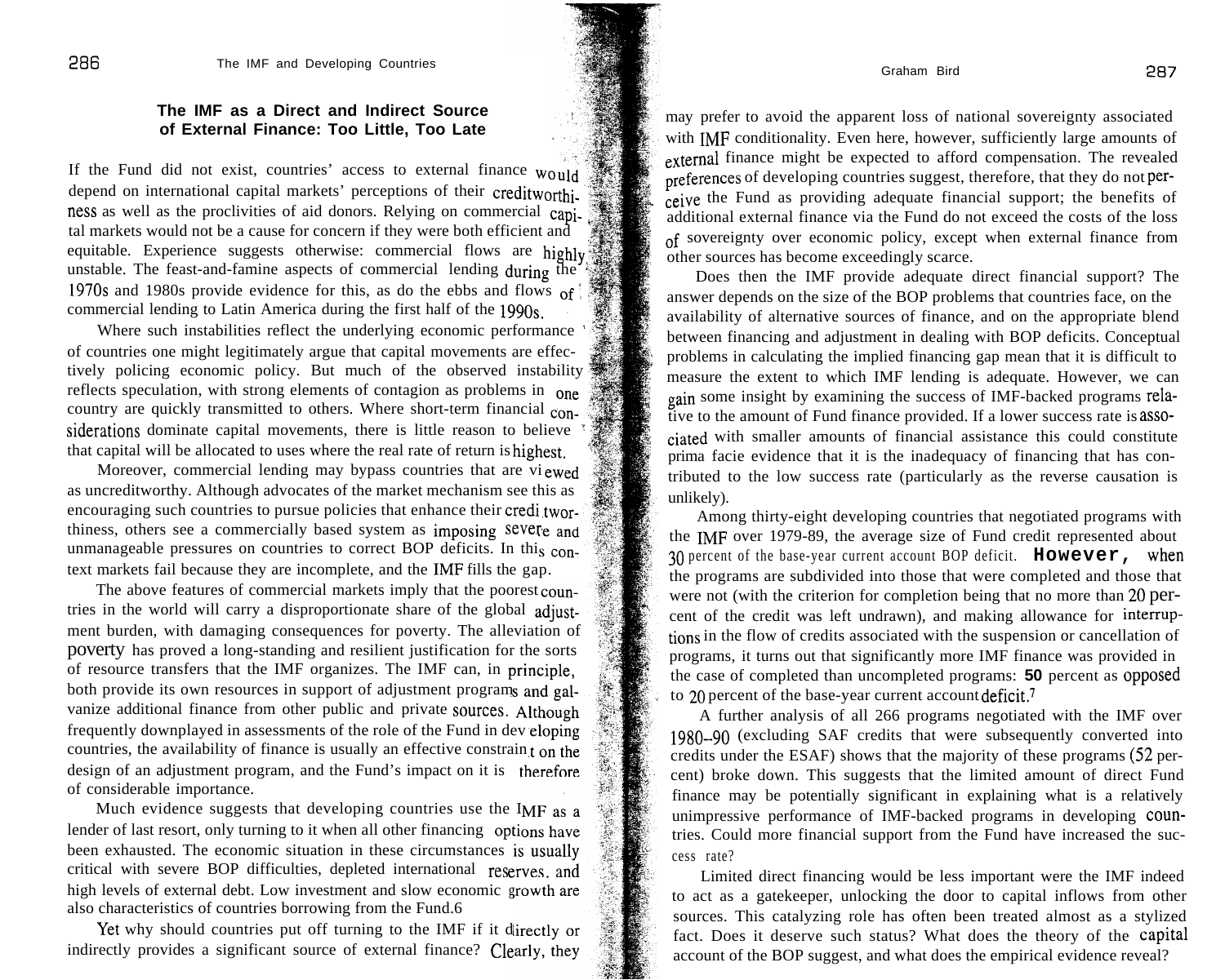## The IMF as a Direct and Indirect Source of External Finance: Too Little, Too Late

If the Fund did not exist, countries' access to external finance would depend on international capital markets' perceptions of their creditworthiness as well as the proclivities of aid donors. Relying on commercial capital markets would not be a cause for concern if they were both efficient and equitable. Experience suggests otherwise: commercial flows are highly unstable. The feast-and-famine aspects of commercial lending during the 1970s and 1980s provide evidence for this, as do the ebbs and flows of commercial lending to Latin America during the first half of the 1990s.

Where such instabilities reflect the underlying economic performance of countries one might legitimately argue that capital movements are effectively policing economic policy. But much of the observed instability reflects speculation, with strong elements of contagion as problems in one country are quickly transmitted to others. Where short-term financial considerations dominate capital movements, there is little reason to believe that capital will be allocated to uses where the real rate of return is highest.

Moreover, commercial lending may bypass countries that are viewed as uncreditworthy. Although advocates of the market mechanism see this as encouraging such countries to pursue policies that enhance their creditworthiness, others see a commercially based system as imposing severe and unmanageable pressures on countries to correct BOP deficits. In this context markets fail because they are incomplete, and the IMF fills the gap.

The above features of commercial markets imply that the poorest countries in the world will carry a disproportionate share of the global adjustment burden, with damaging consequences for poverty. The alleviation of poverty has proved a long-standing and resilient justification for the sorts of resource transfers that the IMF organizes. The IMF can, in principle, both provide its own resources in support of adjustment programs and galvanize additional finance from other public and private sources. Although frequently downplayed in assessments of the role of the Fund in developing countries, the availability of finance is usually an effective constraint on the design of an adjustment program, and the Fund's impact on it is therefore of considerable importance.

Much evidence suggests that developing countries use the IMF as a lender of last resort, only turning to it when all other financing options have been exhausted. The economic situation in these circumstances is usually critical with severe BOP difficulties, depleted international reserves, and high levels of external debt. Low investment and slow economic growth are also characteristics of countries borrowing from the Fund.[6]

Yet why should countries put off turning to the IMF if it directly or indirectly provides a significant source of external finance? Clearly, they may prefer to avoid the apparent loss of national sovereignty associated with IMF conditionality. Even here, however, sufficiently large amounts of external finance might be expected to afford compensation. The revealed preferences of developing countries suggest, therefore, that they do not perceive the Fund as providing adequate financial support; the benefits of additional external finance via the Fund do not exceed the costs of the loss of sovereignty over economic policy, except when external finance from other sources has become exceedingly scarce.

Does then the IMF provide adequate direct financial support? The answer depends on the size of the BOP problems that countries face, on the availability of alternative sources of finance, and on the appropriate blend between financing and adjustment in dealing with BOP deficits. Conceptual problems in calculating the implied financing gap mean that it is difficult to measure the extent to which IMF lending is adequate. However, we can gain some insight by examining the success of IMF-backed programs relative to the amount of Fund finance provided. If a lower success rate is associated with smaller amounts of financial assistance this could constitute prima facie evidence that it is the inadequacy of financing that has contributed to the low success rate (particularly as the reverse causation is unlikely).

Among thirty-eight developing countries that negotiated programs with the IMF over 1979-89, the average size of Fund credit represented about 30 percent of the base-year current account BOP deficit. However, when the programs are subdivided into those that were completed and those that were not (with the criterion for completion being that no more than 20 percent of the credit was left undrawn), and making allowance for interruptions in the flow of credits associated with the suspension or cancellation of programs, it turns out that significantly more IMF finance was provided in the case of completed than uncompleted programs: 50 percent as opposed to 20 percent of the base-year current account deficit.[7]

A further analysis of all 266 programs negotiated with the IMF over 1980–90 (excluding SAF credits that were subsequently converted into credits under the ESAF) shows that the majority of these programs (52 percent) broke down. This suggests that the limited amount of direct Fund finance may be potentially significant in explaining what is a relatively unimpressive performance of IMF-backed programs in developing countries. Could more financial support from the Fund have increased the success rate?

Limited direct financing would be less important were the IMF indeed to act as a gatekeeper, unlocking the door to capital inflows from other sources. This catalyzing role has often been treated almost as a stylized fact. Does it deserve such status? What does the theory of the capital account of the BOP suggest, and what does the empirical evidence reveal?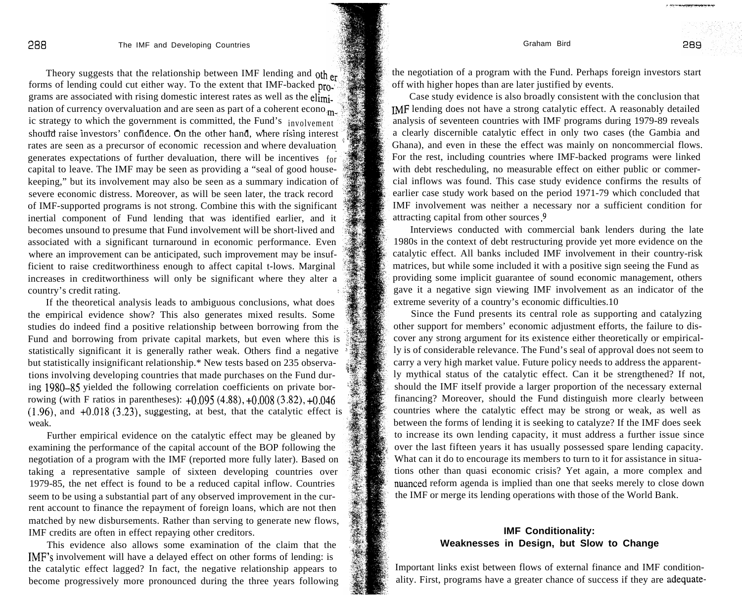Theory suggests that the relationship between IMF lending and other forms of lending could cut either way. To the extent that IMF-backed programs are associated with rising domestic interest rates as well as the elimination of currency overvaluation and are seen as part of a coherent economic strategy to which the government is committed, the Fund's involvement should raise investors' confidence. On the other hand, where rising interest rates are seen as a precursor of economic recession and where devaluation generates expectations of further devaluation, there will be incentives for capital to leave. The IMF may be seen as providing a "seal of good housekeeping," but its involvement may also be seen as a summary indication of severe economic distress. Moreover, as will be seen later, the track record of IMF-supported programs is not strong. Combine this with the significant inertial component of Fund lending that was identified earlier, and it becomes unsound to presume that Fund involvement will be short-lived and associated with a significant turnaround in economic performance. Even where an improvement can be anticipated, such improvement may be insufficient to raise creditworthiness enough to affect capital t-lows. Marginal increases in creditworthiness will only be significant where they alter a country's credit rating.

If the theoretical analysis leads to ambiguous conclusions, what does the empirical evidence show? This also generates mixed results. Some studies do indeed find a positive relationship between borrowing from the Fund and borrowing from private capital markets, but even where this is statistically significant it is generally rather weak. Others find a negative but statistically insignificant relationship.* New tests based on 235 observations involving developing countries that made purchases on the Fund during 1980–85 yielded the following correlation coefficients on private borrowing (with F ratios in parentheses): +0.095 (4.88), +0.008 (3.82), +0.046 (1.96), and +0.018 (3.23), suggesting, at best, that the catalytic effect is weak.

Further empirical evidence on the catalytic effect may be gleaned by examining the performance of the capital account of the BOP following the negotiation of a program with the IMF (reported more fully later). Based on taking a representative sample of sixteen developing countries over 1979-85, the net effect is found to be a reduced capital inflow. Countries seem to be using a substantial part of any observed improvement in the current account to finance the repayment of foreign loans, which are not then matched by new disbursements. Rather than serving to generate new flows, IMF credits are often in effect repaying other creditors.

This evidence also allows some examination of the claim that the IMF's involvement will have a delayed effect on other forms of lending: is the catalytic effect lagged? In fact, the negative relationship appears to become progressively more pronounced during the three years following the negotiation of a program with the Fund. Perhaps foreign investors start off with higher hopes than are later justified by events.

Case study evidence is also broadly consistent with the conclusion that IMF lending does not have a strong catalytic effect. A reasonably detailed analysis of seventeen countries with IMF programs during 1979-89 reveals a clearly discernible catalytic effect in only two cases (the Gambia and Ghana), and even in these the effect was mainly on noncommercial flows. For the rest, including countries where IMF-backed programs were linked with debt rescheduling, no measurable effect on either public or commercial inflows was found. This case study evidence confirms the results of earlier case study work based on the period 1971-79 which concluded that IMF involvement was neither a necessary nor a sufficient condition for attracting capital from other sources.[9]

Interviews conducted with commercial bank lenders during the late 1980s in the context of debt restructuring provide yet more evidence on the catalytic effect. All banks included IMF involvement in their country-risk matrices, but while some included it with a positive sign seeing the Fund as providing some implicit guarantee of sound economic management, others gave it a negative sign viewing IMF involvement as an indicator of the extreme severity of a country's economic difficulties.[10]

Since the Fund presents its central role as supporting and catalyzing other support for members' economic adjustment efforts, the failure to discover any strong argument for its existence either theoretically or empirically is of considerable relevance. The Fund's seal of approval does not seem to carry a very high market value. Future policy needs to address the apparently mythical status of the catalytic effect. Can it be strengthened? If not, should the IMF itself provide a larger proportion of the necessary external financing? Moreover, should the Fund distinguish more clearly between countries where the catalytic effect may be strong or weak, as well as between the forms of lending it is seeking to catalyze? If the IMF does seek to increase its own lending capacity, it must address a further issue since over the last fifteen years it has usually possessed spare lending capacity. What can it do to encourage its members to turn to it for assistance in situations other than quasi economic crisis? Yet again, a more complex and nuanced reform agenda is implied than one that seeks merely to close down the IMF or merge its lending operations with those of the World Bank.

## IMF Conditionality: Weaknesses in Design, but Slow to Change

Important links exist between flows of external finance and IMF conditionality. First, programs have a greater chance of success if they are adequate-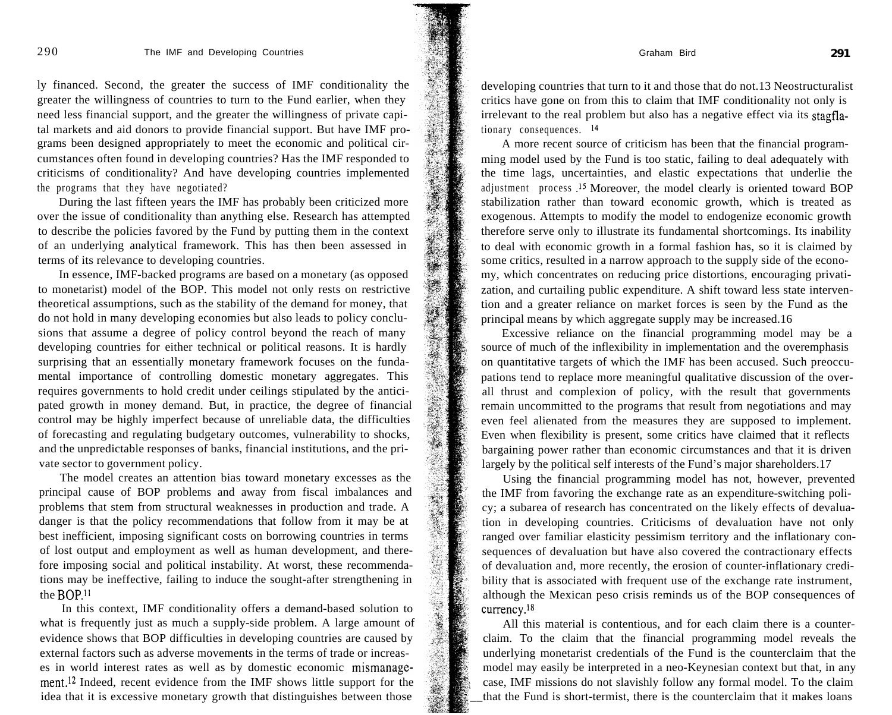ly financed. Second, the greater the success of IMF conditionality the greater the willingness of countries to turn to the Fund earlier, when they need less financial support, and the greater the willingness of private capital markets and aid donors to provide financial support. But have IMF programs been designed appropriately to meet the economic and political circumstances often found in developing countries? Has the IMF responded to criticisms of conditionality? And have developing countries implemented the programs that they have negotiated?

During the last fifteen years the IMF has probably been criticized more over the issue of conditionality than anything else. Research has attempted to describe the policies favored by the Fund by putting them in the context of an underlying analytical framework. This has then been assessed in terms of its relevance to developing countries.

In essence, IMF-backed programs are based on a monetary (as opposed to monetarist) model of the BOP. This model not only rests on restrictive theoretical assumptions, such as the stability of the demand for money, that do not hold in many developing economies but also leads to policy conclusions that assume a degree of policy control beyond the reach of many developing countries for either technical or political reasons. It is hardly surprising that an essentially monetary framework focuses on the fundamental importance of controlling domestic monetary aggregates. This requires governments to hold credit under ceilings stipulated by the anticipated growth in money demand. But, in practice, the degree of financial control may be highly imperfect because of unreliable data, the difficulties of forecasting and regulating budgetary outcomes, vulnerability to shocks, and the unpredictable responses of banks, financial institutions, and the private sector to government policy.

The model creates an attention bias toward monetary excesses as the principal cause of BOP problems and away from fiscal imbalances and problems that stem from structural weaknesses in production and trade. A danger is that the policy recommendations that follow from it may be at best inefficient, imposing significant costs on borrowing countries in terms of lost output and employment as well as human development, and therefore imposing social and political instability. At worst, these recommendations may be ineffective, failing to induce the sought-after strengthening in the BOP.[11]

In this context, IMF conditionality offers a demand-based solution to what is frequently just as much a supply-side problem. A large amount of evidence shows that BOP difficulties in developing countries are caused by external factors such as adverse movements in the terms of trade or increases in world interest rates as well as by domestic economic mismanagement.[12] Indeed, recent evidence from the IMF shows little support for the idea that it is excessive monetary growth that distinguishes between those developing countries that turn to it and those that do not.[13] Neostructuralist critics have gone on from this to claim that IMF conditionality not only is irrelevant to the real problem but also has a negative effect via its stagflationary consequences.[14]

A more recent source of criticism has been that the financial programming model used by the Fund is too static, failing to deal adequately with the time lags, uncertainties, and elastic expectations that underlie the adjustment process.[15] Moreover, the model clearly is oriented toward BOP stabilization rather than toward economic growth, which is treated as exogenous. Attempts to modify the model to endogenize economic growth therefore serve only to illustrate its fundamental shortcomings. Its inability to deal with economic growth in a formal fashion has, so it is claimed by some critics, resulted in a narrow approach to the supply side of the economy, which concentrates on reducing price distortions, encouraging privatization, and curtailing public expenditure. A shift toward less state intervention and a greater reliance on market forces is seen by the Fund as the principal means by which aggregate supply may be increased.[16]

Excessive reliance on the financial programming model may be a source of much of the inflexibility in implementation and the overemphasis on quantitative targets of which the IMF has been accused. Such preoccupations tend to replace more meaningful qualitative discussion of the overall thrust and complexion of policy, with the result that governments remain uncommitted to the programs that result from negotiations and may even feel alienated from the measures they are supposed to implement. Even when flexibility is present, some critics have claimed that it reflects bargaining power rather than economic circumstances and that it is driven largely by the political self interests of the Fund's major shareholders.[17]

Using the financial programming model has not, however, prevented the IMF from favoring the exchange rate as an expenditure-switching policy; a subarea of research has concentrated on the likely effects of devaluation in developing countries. Criticisms of devaluation have not only ranged over familiar elasticity pessimism territory and the inflationary consequences of devaluation but have also covered the contractionary effects of devaluation and, more recently, the erosion of counter-inflationary credibility that is associated with frequent use of the exchange rate instrument, although the Mexican peso crisis reminds us of the BOP consequences of currency.[18]

All this material is contentious, and for each claim there is a counterclaim. To the claim that the financial programming model reveals the underlying monetarist credentials of the Fund is the counterclaim that the model may easily be interpreted in a neo-Keynesian context but that, in any case, IMF missions do not slavishly follow any formal model. To the claim that the Fund is short-termist, there is the counterclaim that it makes loans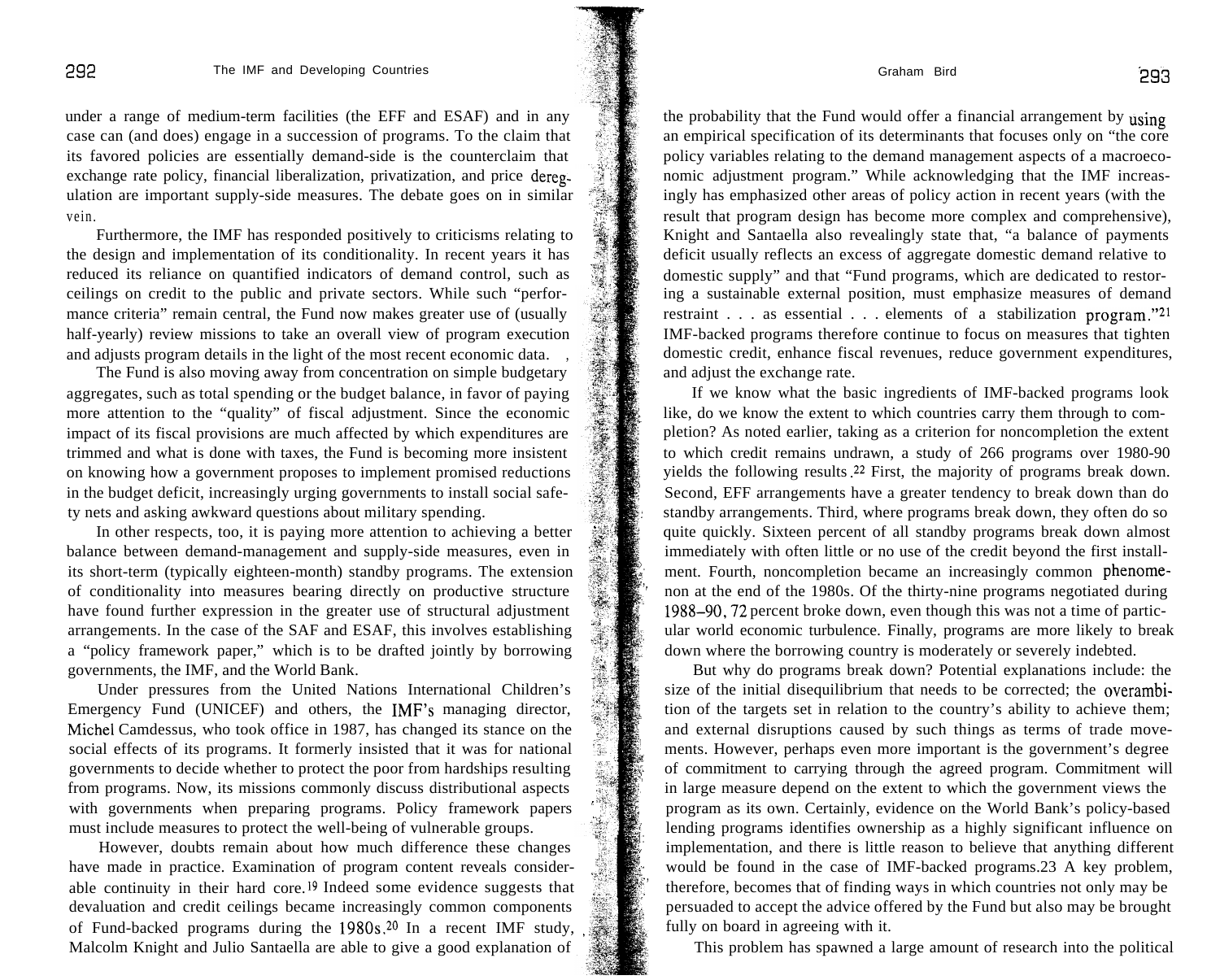under a range of medium-term facilities (the EFF and ESAF) and in any case can (and does) engage in a succession of programs. To the claim that its favored policies are essentially demand-side is the counterclaim that exchange rate policy, financial liberalization, privatization, and price deregulation are important supply-side measures. The debate goes on in similar vein.

Furthermore, the IMF has responded positively to criticisms relating to the design and implementation of its conditionality. In recent years it has reduced its reliance on quantified indicators of demand control, such as ceilings on credit to the public and private sectors. While such "performance criteria" remain central, the Fund now makes greater use of (usually half-yearly) review missions to take an overall view of program execution and adjusts program details in the light of the most recent economic data.

The Fund is also moving away from concentration on simple budgetary aggregates, such as total spending or the budget balance, in favor of paying more attention to the "quality" of fiscal adjustment. Since the economic impact of its fiscal provisions are much affected by which expenditures are trimmed and what is done with taxes, the Fund is becoming more insistent on knowing how a government proposes to implement promised reductions in the budget deficit, increasingly urging governments to install social safety nets and asking awkward questions about military spending.

In other respects, too, it is paying more attention to achieving a better balance between demand-management and supply-side measures, even in its short-term (typically eighteen-month) standby programs. The extension of conditionality into measures bearing directly on productive structure have found further expression in the greater use of structural adjustment arrangements. In the case of the SAF and ESAF, this involves establishing a "policy framework paper," which is to be drafted jointly by borrowing governments, the IMF, and the World Bank.

Under pressures from the United Nations International Children's Emergency Fund (UNICEF) and others, the IMF's managing director, Michel Camdessus, who took office in 1987, has changed its stance on the social effects of its programs. It formerly insisted that it was for national governments to decide whether to protect the poor from hardships resulting from programs. Now, its missions commonly discuss distributional aspects with governments when preparing programs. Policy framework papers must include measures to protect the well-being of vulnerable groups.

However, doubts remain about how much difference these changes have made in practice. Examination of program content reveals considerable continuity in their hard core.[19] Indeed some evidence suggests that devaluation and credit ceilings became increasingly common components of Fund-backed programs during the 1980s.[20] In a recent IMF study, Malcolm Knight and Julio Santaella are able to give a good explanation of the probability that the Fund would offer a financial arrangement by using an empirical specification of its determinants that focuses only on "the core policy variables relating to the demand management aspects of a macroeconomic adjustment program." While acknowledging that the IMF increasingly has emphasized other areas of policy action in recent years (with the result that program design has become more complex and comprehensive), Knight and Santaella also revealingly state that, "a balance of payments deficit usually reflects an excess of aggregate domestic demand relative to domestic supply" and that "Fund programs, which are dedicated to restoring a sustainable external position, must emphasize measures of demand restraint . . . as essential . . . elements of a stabilization program."[21] IMF-backed programs therefore continue to focus on measures that tighten domestic credit, enhance fiscal revenues, reduce government expenditures, and adjust the exchange rate.

If we know what the basic ingredients of IMF-backed programs look like, do we know the extent to which countries carry them through to completion? As noted earlier, taking as a criterion for noncompletion the extent to which credit remains undrawn, a study of 266 programs over 1980-90 yields the following results.[22] First, the majority of programs break down. Second, EFF arrangements have a greater tendency to break down than do standby arrangements. Third, where programs break down, they often do so quite quickly. Sixteen percent of all standby programs break down almost immediately with often little or no use of the credit beyond the first installment. Fourth, noncompletion became an increasingly common phenomenon at the end of the 1980s. Of the thirty-nine programs negotiated during 1988–90, 72 percent broke down, even though this was not a time of particular world economic turbulence. Finally, programs are more likely to break down where the borrowing country is moderately or severely indebted.

But why do programs break down? Potential explanations include: the size of the initial disequilibrium that needs to be corrected; the overambition of the targets set in relation to the country's ability to achieve them; and external disruptions caused by such things as terms of trade movements. However, perhaps even more important is the government's degree of commitment to carrying through the agreed program. Commitment will in large measure depend on the extent to which the government views the program as its own. Certainly, evidence on the World Bank's policy-based lending programs identifies ownership as a highly significant influence on implementation, and there is little reason to believe that anything different would be found in the case of IMF-backed programs.[23] A key problem, therefore, becomes that of finding ways in which countries not only may be persuaded to accept the advice offered by the Fund but also may be brought fully on board in agreeing with it.

This problem has spawned a large amount of research into the political